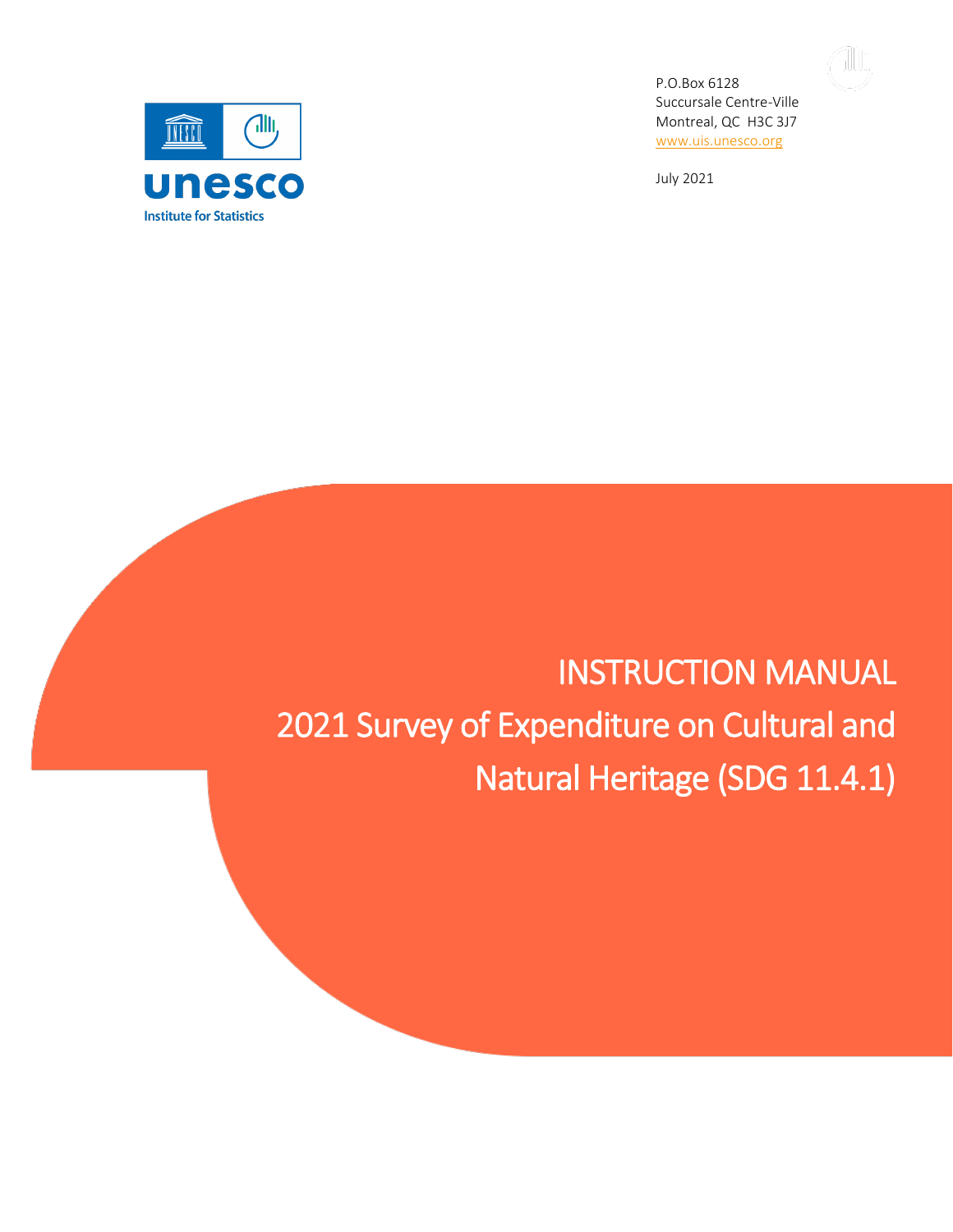unesco
Institute for Statistics

P.O.Box 6128
Succursale Centre-Ville
Montreal, QC H3C 3J7
www.uis.unesco.org

July 2021

# INSTRUCTION MANUAL

# 2021 Survey of Expenditure on Cultural and Natural Heritage (SDG 11.4.1)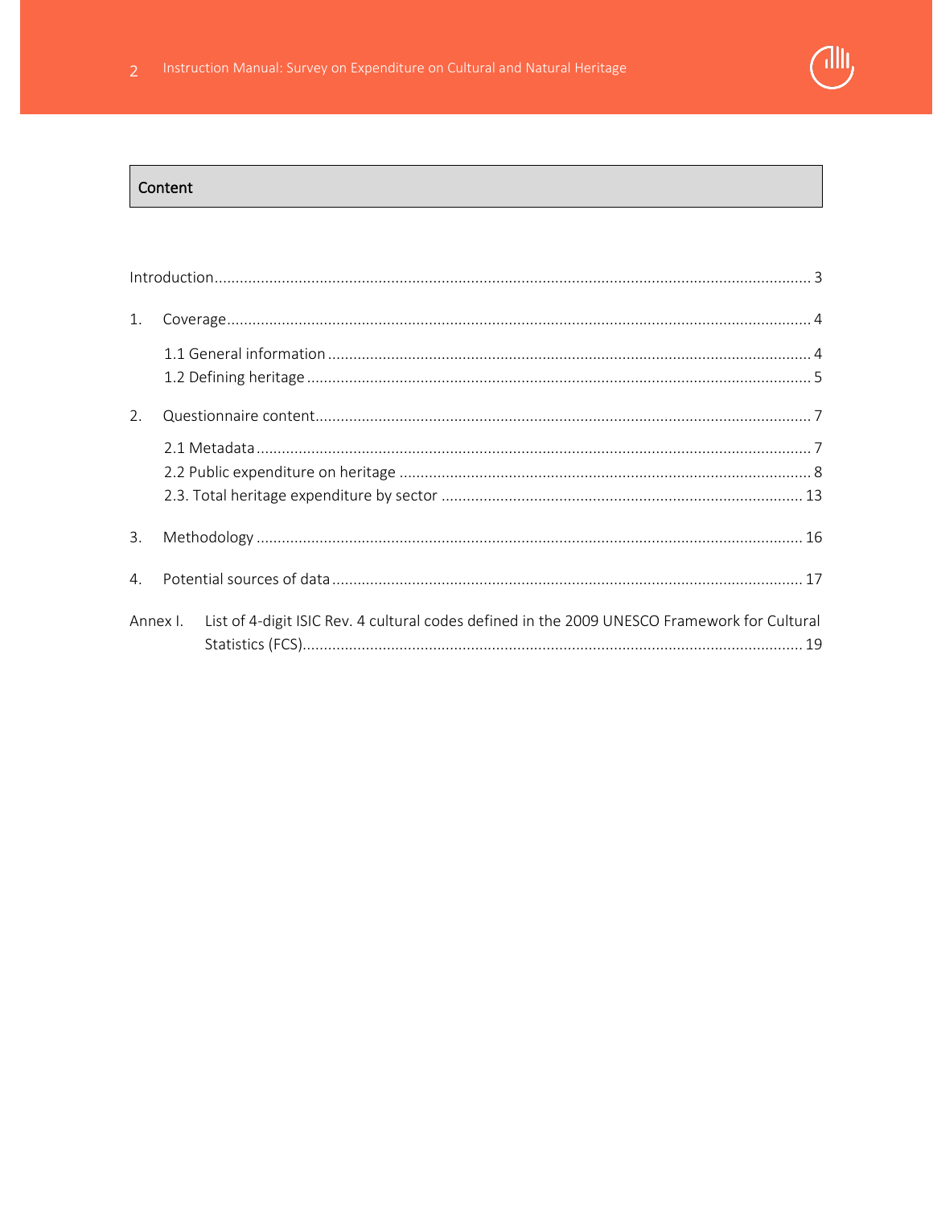## Content

Introduction ... 3

1. Coverage ... 4
   - 1.1 General information ... 4
   - 1.2 Defining heritage ... 5
2. Questionnaire content ... 7
   - 2.1 Metadata ... 7
   - 2.2 Public expenditure on heritage ... 8
   - 2.3. Total heritage expenditure by sector ... 13
3. Methodology ... 16
4. Potential sources of data ... 17

Annex I. List of 4-digit ISIC Rev. 4 cultural codes defined in the 2009 UNESCO Framework for Cultural Statistics (FCS) ... 19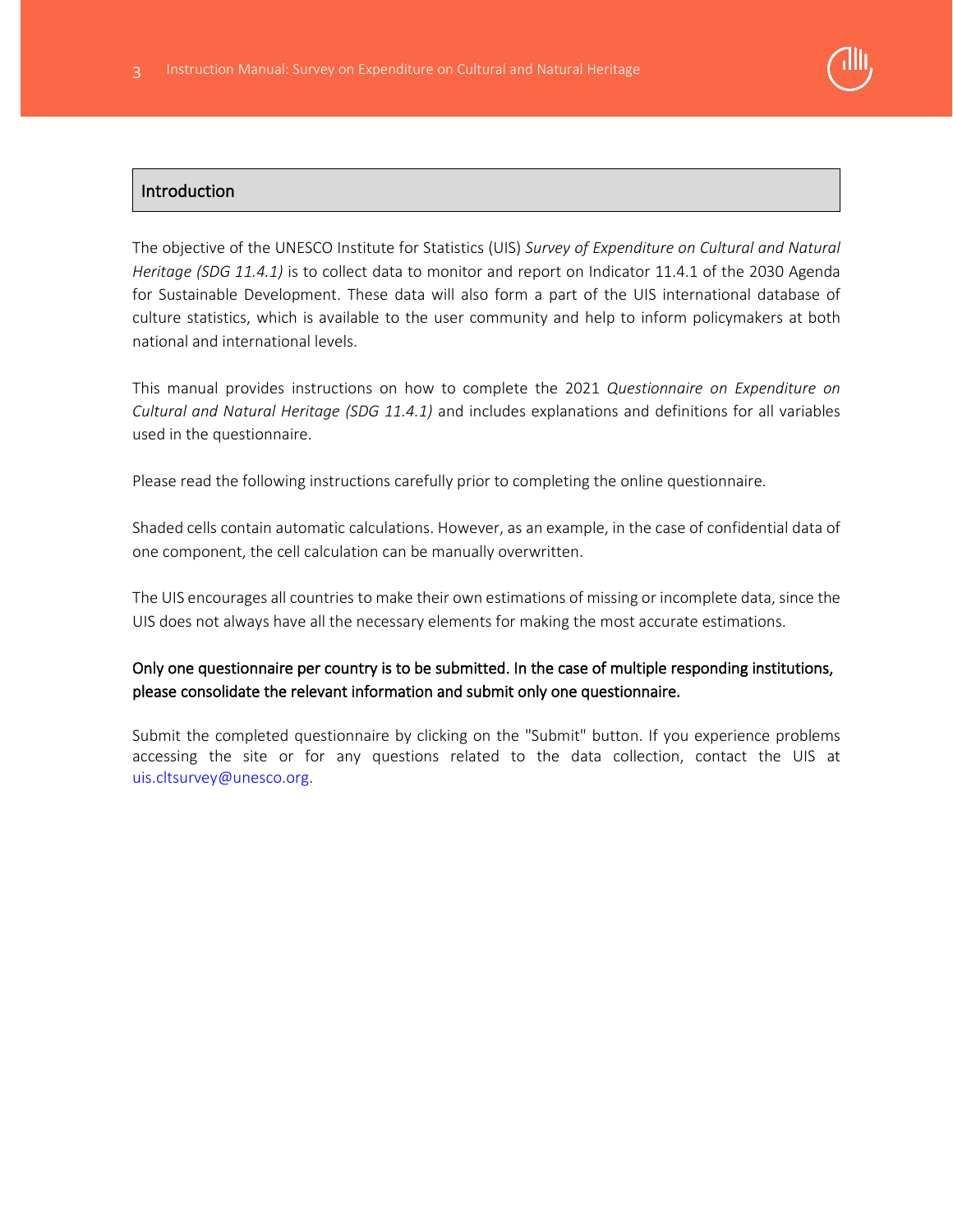## Introduction

The objective of the UNESCO Institute for Statistics (UIS) *Survey of Expenditure on Cultural and Natural Heritage (SDG 11.4.1)* is to collect data to monitor and report on Indicator 11.4.1 of the 2030 Agenda for Sustainable Development. These data will also form a part of the UIS international database of culture statistics, which is available to the user community and help to inform policymakers at both national and international levels.

This manual provides instructions on how to complete the 2021 *Questionnaire on Expenditure on Cultural and Natural Heritage (SDG 11.4.1)* and includes explanations and definitions for all variables used in the questionnaire.

Please read the following instructions carefully prior to completing the online questionnaire.

Shaded cells contain automatic calculations. However, as an example, in the case of confidential data of one component, the cell calculation can be manually overwritten.

The UIS encourages all countries to make their own estimations of missing or incomplete data, since the UIS does not always have all the necessary elements for making the most accurate estimations.

Only one questionnaire per country is to be submitted. In the case of multiple responding institutions, please consolidate the relevant information and submit only one questionnaire.

Submit the completed questionnaire by clicking on the "Submit" button. If you experience problems accessing the site or for any questions related to the data collection, contact the UIS at uis.cltsurvey@unesco.org.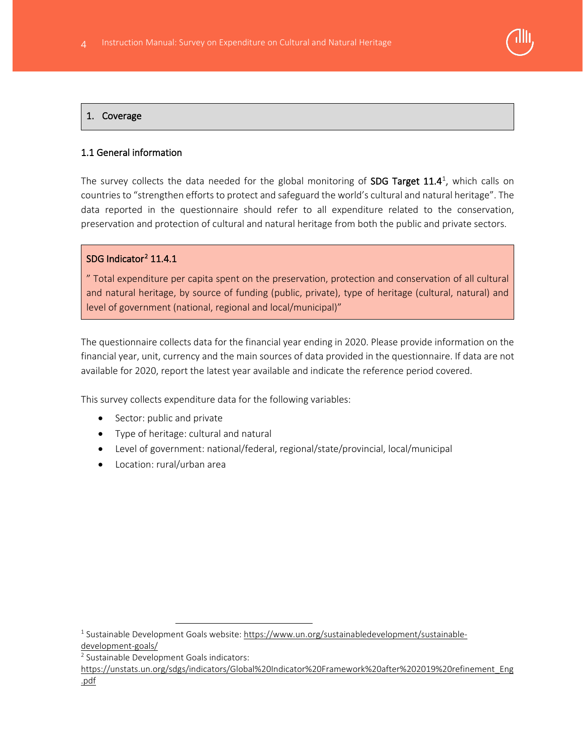## 1. Coverage

### 1.1 General information

The survey collects the data needed for the global monitoring of **SDG Target 11.4**[1], which calls on countries to "strengthen efforts to protect and safeguard the world's cultural and natural heritage". The data reported in the questionnaire should refer to all expenditure related to the conservation, preservation and protection of cultural and natural heritage from both the public and private sectors.

> **SDG Indicator[2] 11.4.1**
>
> " Total expenditure per capita spent on the preservation, protection and conservation of all cultural and natural heritage, by source of funding (public, private), type of heritage (cultural, natural) and level of government (national, regional and local/municipal)"

The questionnaire collects data for the financial year ending in 2020. Please provide information on the financial year, unit, currency and the main sources of data provided in the questionnaire. If data are not available for 2020, report the latest year available and indicate the reference period covered.

This survey collects expenditure data for the following variables:

- Sector: public and private
- Type of heritage: cultural and natural
- Level of government: national/federal, regional/state/provincial, local/municipal
- Location: rural/urban area

---

[1] Sustainable Development Goals website: https://www.un.org/sustainabledevelopment/sustainable-development-goals/

[2] Sustainable Development Goals indicators: https://unstats.un.org/sdgs/indicators/Global%20Indicator%20Framework%20after%202019%20refinement_Eng.pdf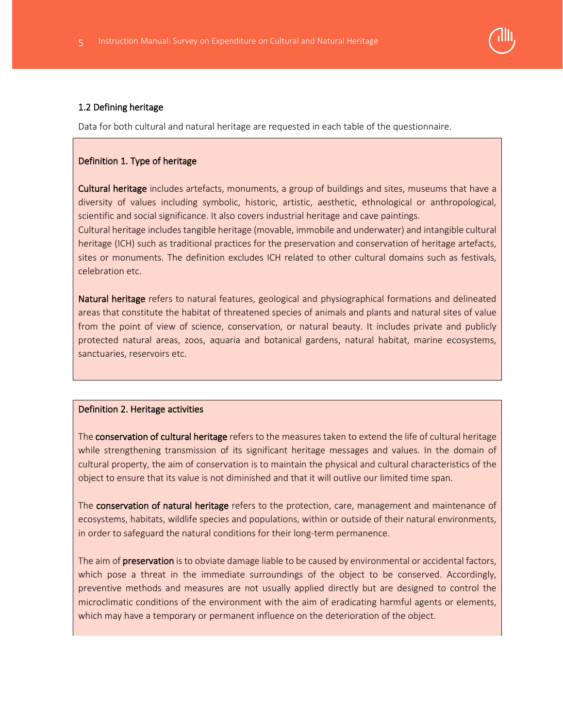### 1.2 Defining heritage

Data for both cultural and natural heritage are requested in each table of the questionnaire.

**Definition 1. Type of heritage**

**Cultural heritage** includes artefacts, monuments, a group of buildings and sites, museums that have a diversity of values including symbolic, historic, artistic, aesthetic, ethnological or anthropological, scientific and social significance. It also covers industrial heritage and cave paintings.
Cultural heritage includes tangible heritage (movable, immobile and underwater) and intangible cultural heritage (ICH) such as traditional practices for the preservation and conservation of heritage artefacts, sites or monuments. The definition excludes ICH related to other cultural domains such as festivals, celebration etc.

**Natural heritage** refers to natural features, geological and physiographical formations and delineated areas that constitute the habitat of threatened species of animals and plants and natural sites of value from the point of view of science, conservation, or natural beauty. It includes private and publicly protected natural areas, zoos, aquaria and botanical gardens, natural habitat, marine ecosystems, sanctuaries, reservoirs etc.

**Definition 2. Heritage activities**

The **conservation of cultural heritage** refers to the measures taken to extend the life of cultural heritage while strengthening transmission of its significant heritage messages and values. In the domain of cultural property, the aim of conservation is to maintain the physical and cultural characteristics of the object to ensure that its value is not diminished and that it will outlive our limited time span.

The **conservation of natural heritage** refers to the protection, care, management and maintenance of ecosystems, habitats, wildlife species and populations, within or outside of their natural environments, in order to safeguard the natural conditions for their long-term permanence.

The aim of **preservation** is to obviate damage liable to be caused by environmental or accidental factors, which pose a threat in the immediate surroundings of the object to be conserved. Accordingly, preventive methods and measures are not usually applied directly but are designed to control the microclimatic conditions of the environment with the aim of eradicating harmful agents or elements, which may have a temporary or permanent influence on the deterioration of the object.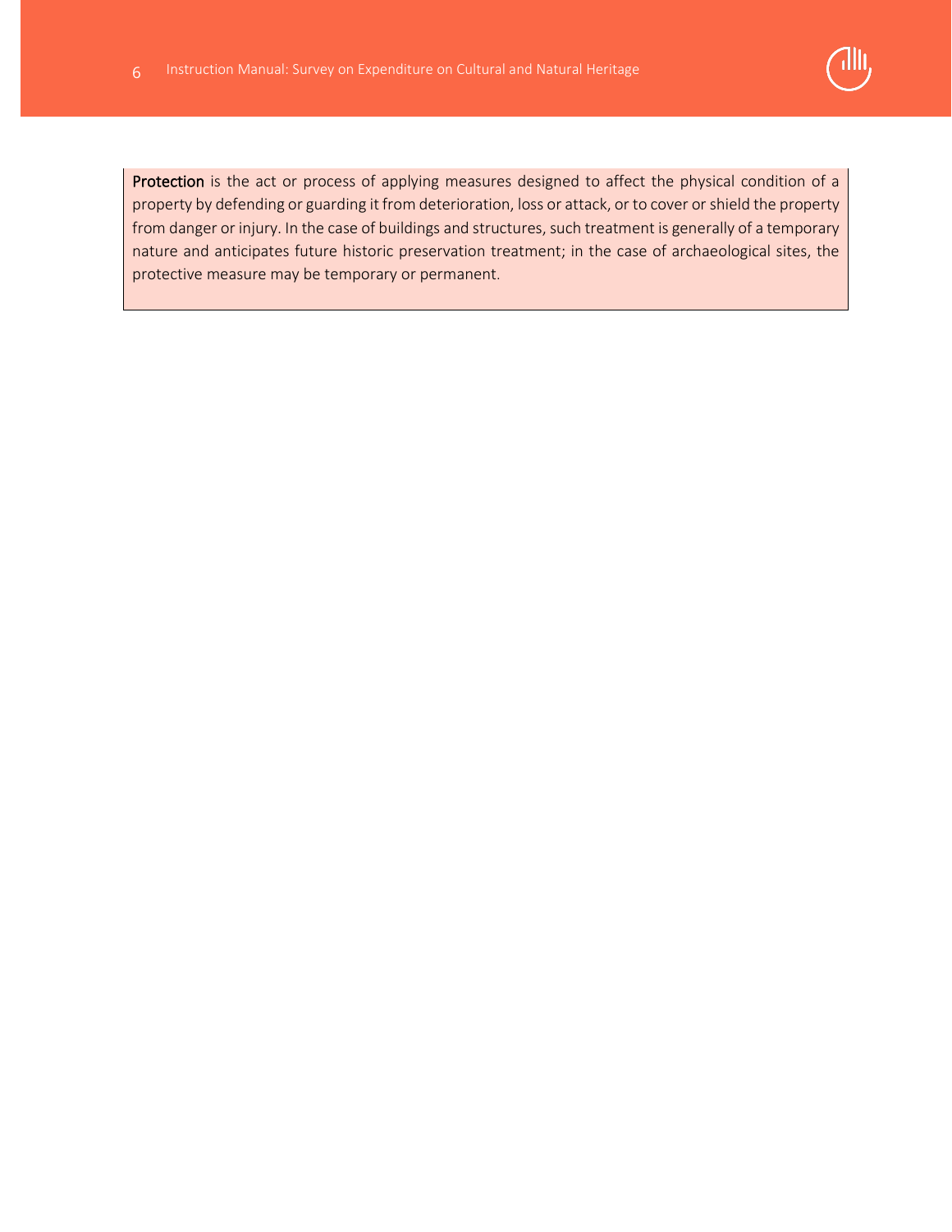**Protection** is the act or process of applying measures designed to affect the physical condition of a property by defending or guarding it from deterioration, loss or attack, or to cover or shield the property from danger or injury. In the case of buildings and structures, such treatment is generally of a temporary nature and anticipates future historic preservation treatment; in the case of archaeological sites, the protective measure may be temporary or permanent.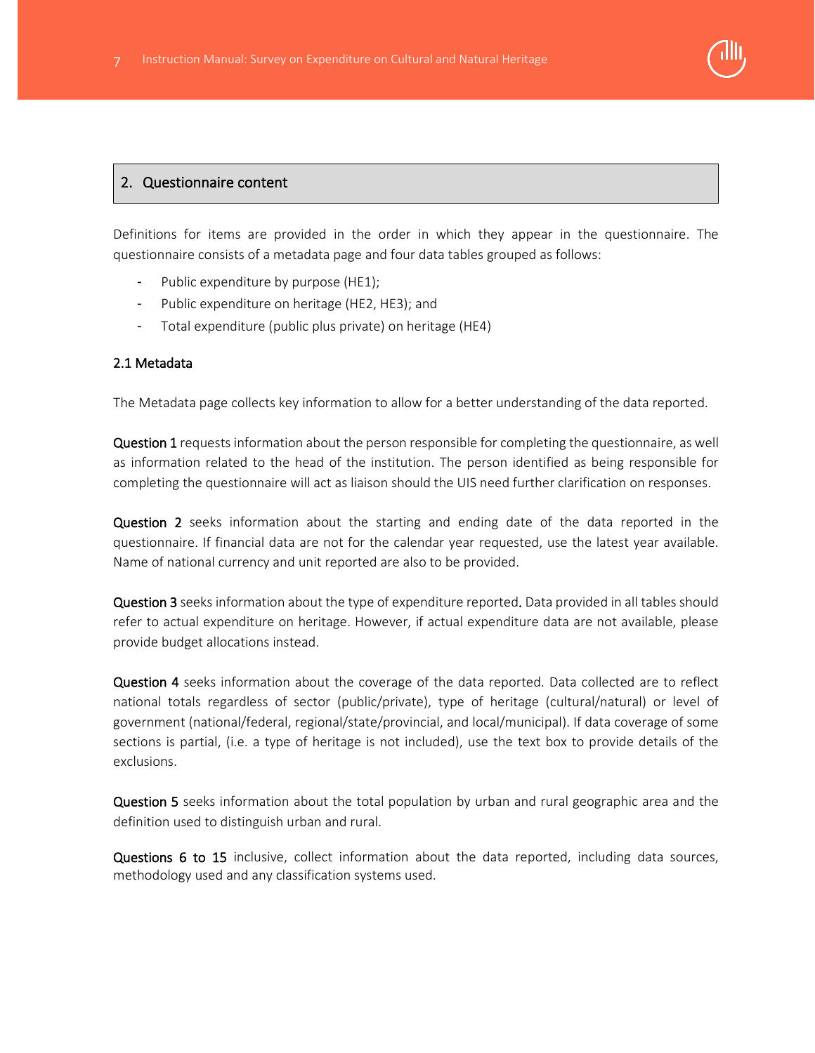## 2. Questionnaire content

Definitions for items are provided in the order in which they appear in the questionnaire. The questionnaire consists of a metadata page and four data tables grouped as follows:

- Public expenditure by purpose (HE1);
- Public expenditure on heritage (HE2, HE3); and
- Total expenditure (public plus private) on heritage (HE4)

### 2.1 Metadata

The Metadata page collects key information to allow for a better understanding of the data reported.

**Question 1** requests information about the person responsible for completing the questionnaire, as well as information related to the head of the institution. The person identified as being responsible for completing the questionnaire will act as liaison should the UIS need further clarification on responses.

**Question 2** seeks information about the starting and ending date of the data reported in the questionnaire. If financial data are not for the calendar year requested, use the latest year available. Name of national currency and unit reported are also to be provided.

**Question 3** seeks information about the type of expenditure reported**.** Data provided in all tables should refer to actual expenditure on heritage. However, if actual expenditure data are not available, please provide budget allocations instead.

**Question 4** seeks information about the coverage of the data reported. Data collected are to reflect national totals regardless of sector (public/private), type of heritage (cultural/natural) or level of government (national/federal, regional/state/provincial, and local/municipal). If data coverage of some sections is partial, (i.e. a type of heritage is not included), use the text box to provide details of the exclusions.

**Question 5** seeks information about the total population by urban and rural geographic area and the definition used to distinguish urban and rural.

**Questions 6 to 15** inclusive, collect information about the data reported, including data sources, methodology used and any classification systems used.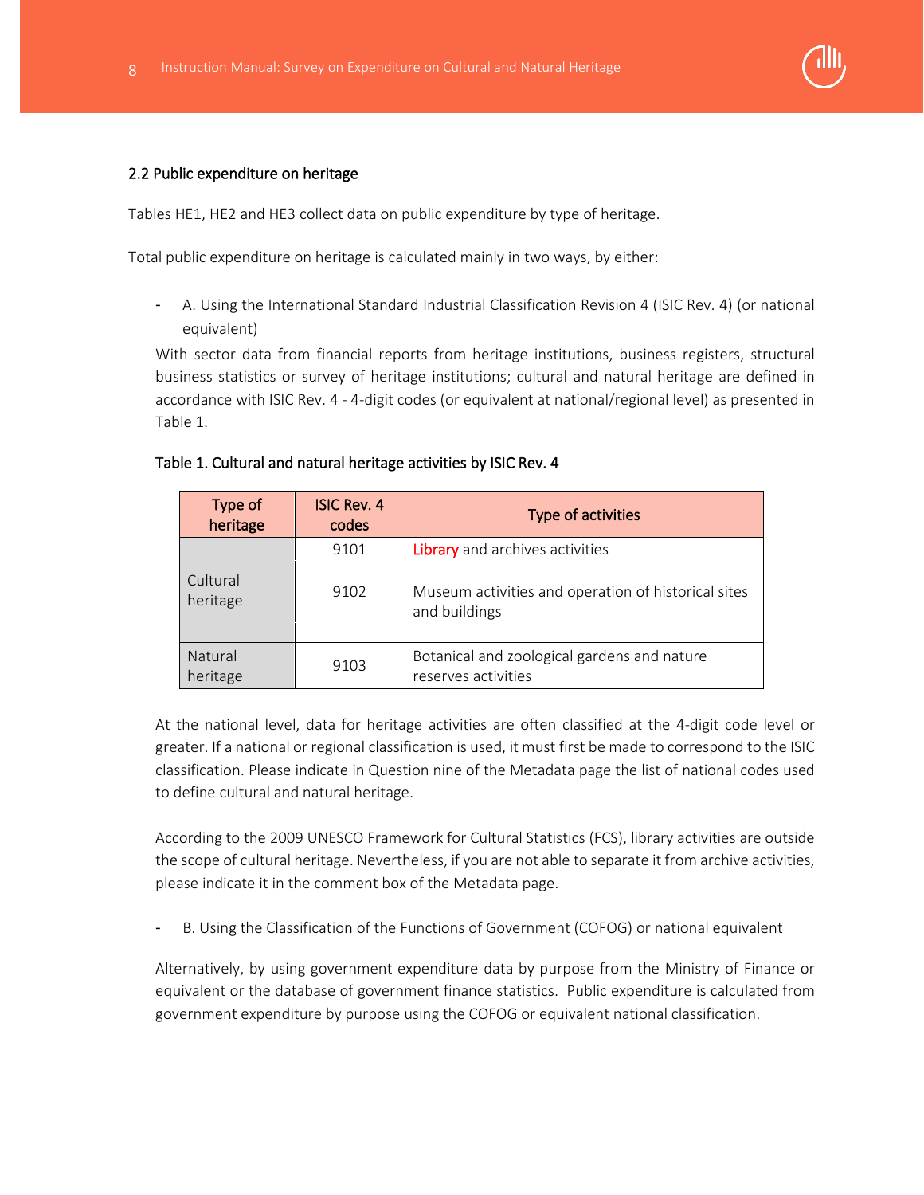## 2.2 Public expenditure on heritage

Tables HE1, HE2 and HE3 collect data on public expenditure by type of heritage.

Total public expenditure on heritage is calculated mainly in two ways, by either:

- A. Using the International Standard Industrial Classification Revision 4 (ISIC Rev. 4) (or national equivalent)

With sector data from financial reports from heritage institutions, business registers, structural business statistics or survey of heritage institutions; cultural and natural heritage are defined in accordance with ISIC Rev. 4 - 4-digit codes (or equivalent at national/regional level) as presented in Table 1.

**Table 1. Cultural and natural heritage activities by ISIC Rev. 4**

| Type of heritage | ISIC Rev. 4 codes | Type of activities |
|---|---|---|
| Cultural heritage | 9101 | Library and archives activities |
| | 9102 | Museum activities and operation of historical sites and buildings |
| Natural heritage | 9103 | Botanical and zoological gardens and nature reserves activities |

At the national level, data for heritage activities are often classified at the 4-digit code level or greater. If a national or regional classification is used, it must first be made to correspond to the ISIC classification. Please indicate in Question nine of the Metadata page the list of national codes used to define cultural and natural heritage.

According to the 2009 UNESCO Framework for Cultural Statistics (FCS), library activities are outside the scope of cultural heritage. Nevertheless, if you are not able to separate it from archive activities, please indicate it in the comment box of the Metadata page.

- B. Using the Classification of the Functions of Government (COFOG) or national equivalent

Alternatively, by using government expenditure data by purpose from the Ministry of Finance or equivalent or the database of government finance statistics. Public expenditure is calculated from government expenditure by purpose using the COFOG or equivalent national classification.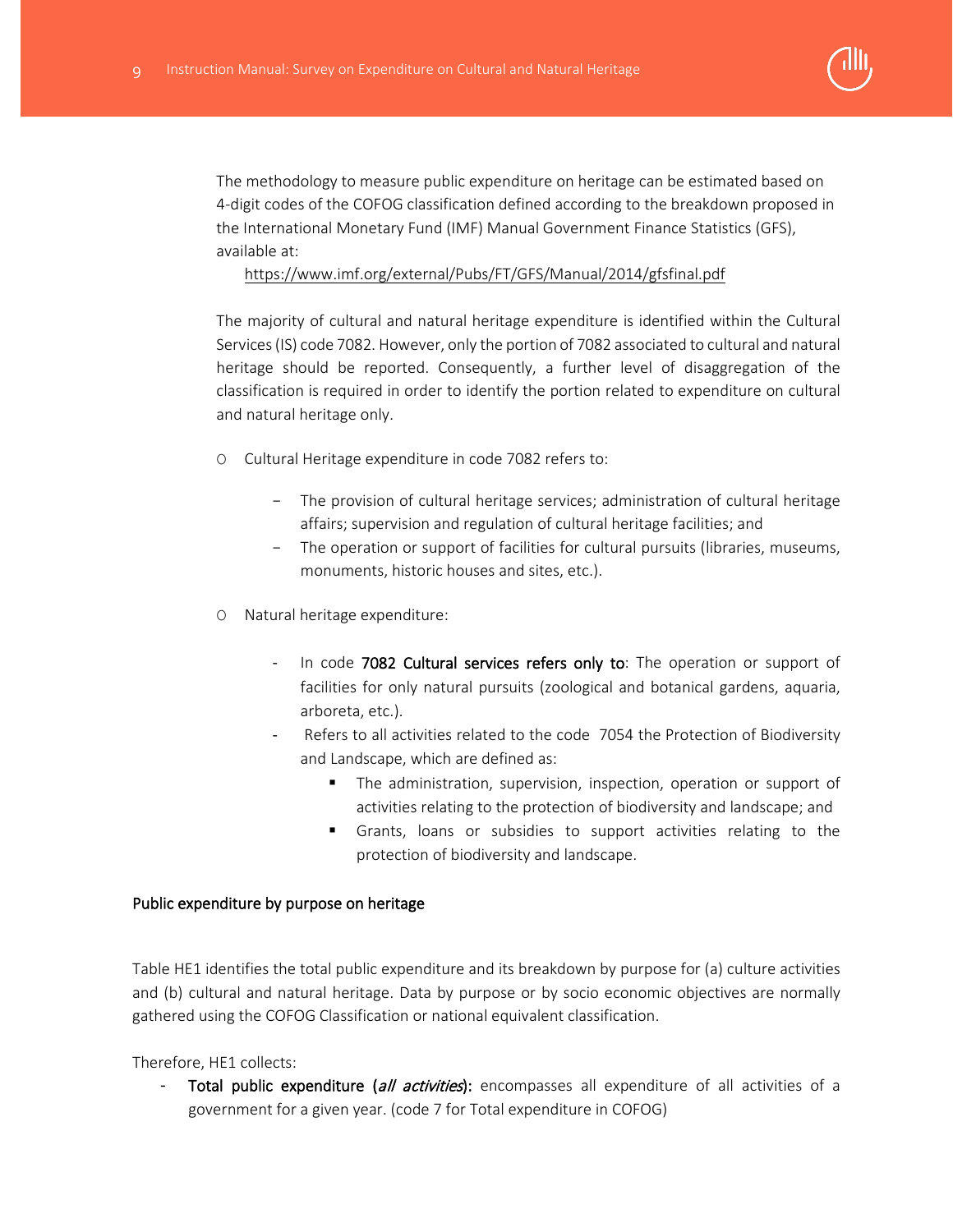The methodology to measure public expenditure on heritage can be estimated based on 4-digit codes of the COFOG classification defined according to the breakdown proposed in the International Monetary Fund (IMF) Manual Government Finance Statistics (GFS), available at:

https://www.imf.org/external/Pubs/FT/GFS/Manual/2014/gfsfinal.pdf

The majority of cultural and natural heritage expenditure is identified within the Cultural Services (IS) code 7082. However, only the portion of 7082 associated to cultural and natural heritage should be reported. Consequently, a further level of disaggregation of the classification is required in order to identify the portion related to expenditure on cultural and natural heritage only.

- Cultural Heritage expenditure in code 7082 refers to:
  - The provision of cultural heritage services; administration of cultural heritage affairs; supervision and regulation of cultural heritage facilities; and
  - The operation or support of facilities for cultural pursuits (libraries, museums, monuments, historic houses and sites, etc.).
- Natural heritage expenditure:
  - In code **7082 Cultural services refers only to**: The operation or support of facilities for only natural pursuits (zoological and botanical gardens, aquaria, arboreta, etc.).
  - Refers to all activities related to the code 7054 the Protection of Biodiversity and Landscape, which are defined as:
    - The administration, supervision, inspection, operation or support of activities relating to the protection of biodiversity and landscape; and
    - Grants, loans or subsidies to support activities relating to the protection of biodiversity and landscape.

## Public expenditure by purpose on heritage

Table HE1 identifies the total public expenditure and its breakdown by purpose for (a) culture activities and (b) cultural and natural heritage. Data by purpose or by socio economic objectives are normally gathered using the COFOG Classification or national equivalent classification.

Therefore, HE1 collects:

- **Total public expenditure (*all activities*):** encompasses all expenditure of all activities of a government for a given year. (code 7 for Total expenditure in COFOG)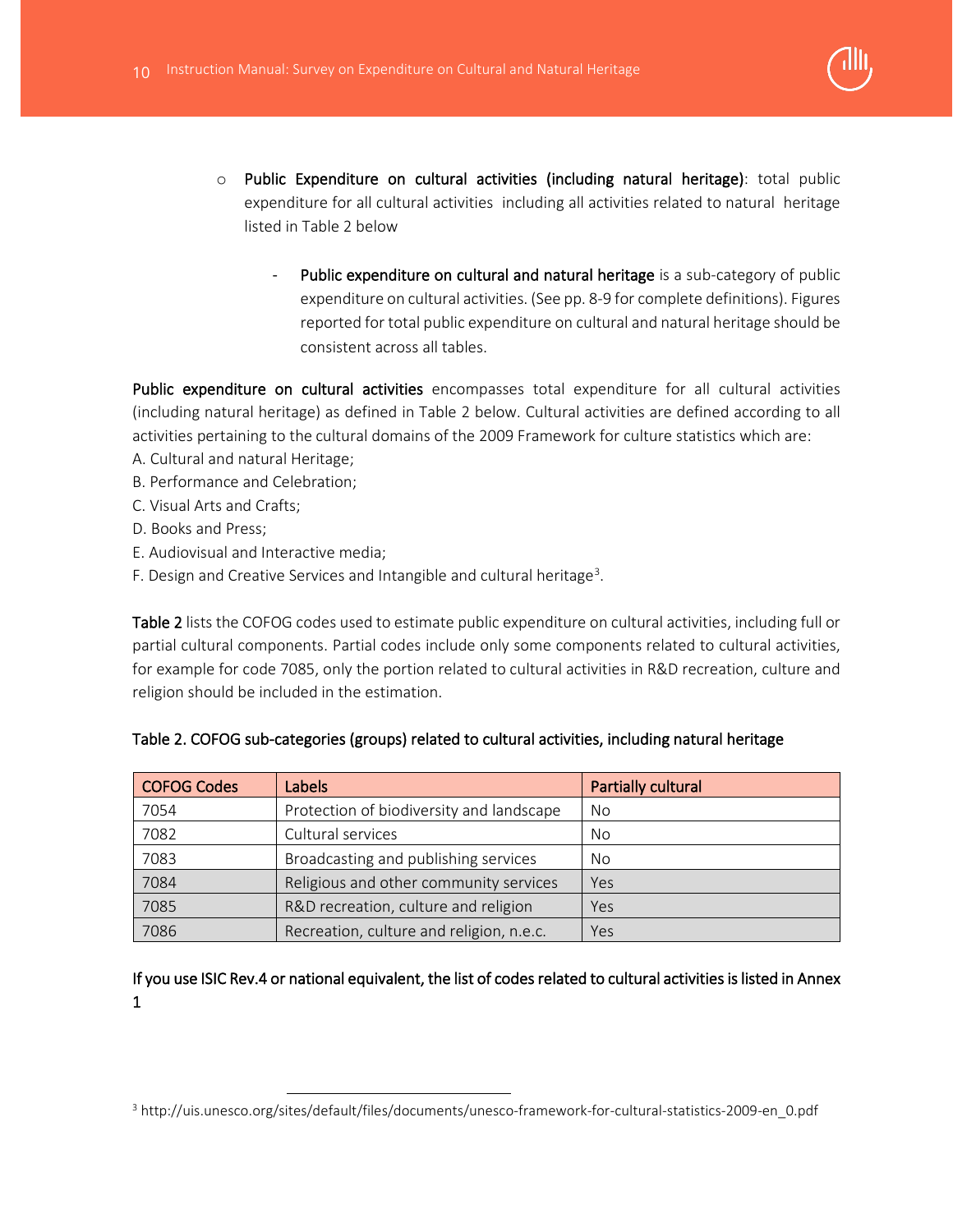- **Public Expenditure on cultural activities (including natural heritage)**: total public expenditure for all cultural activities including all activities related to natural heritage listed in Table 2 below

    - **Public expenditure on cultural and natural heritage** is a sub-category of public expenditure on cultural activities. (See pp. 8-9 for complete definitions). Figures reported for total public expenditure on cultural and natural heritage should be consistent across all tables.

**Public expenditure on cultural activities** encompasses total expenditure for all cultural activities (including natural heritage) as defined in Table 2 below. Cultural activities are defined according to all activities pertaining to the cultural domains of the 2009 Framework for culture statistics which are:

A. Cultural and natural Heritage;
B. Performance and Celebration;
C. Visual Arts and Crafts;
D. Books and Press;
E. Audiovisual and Interactive media;
F. Design and Creative Services and Intangible and cultural heritage[3].

**Table 2** lists the COFOG codes used to estimate public expenditure on cultural activities, including full or partial cultural components. Partial codes include only some components related to cultural activities, for example for code 7085, only the portion related to cultural activities in R&D recreation, culture and religion should be included in the estimation.

**Table 2. COFOG sub-categories (groups) related to cultural activities, including natural heritage**

| COFOG Codes | Labels | Partially cultural |
|---|---|---|
| 7054 | Protection of biodiversity and landscape | No |
| 7082 | Cultural services | No |
| 7083 | Broadcasting and publishing services | No |
| 7084 | Religious and other community services | Yes |
| 7085 | R&D recreation, culture and religion | Yes |
| 7086 | Recreation, culture and religion, n.e.c. | Yes |

**If you use ISIC Rev.4 or national equivalent, the list of codes related to cultural activities is listed in Annex 1**

[3] http://uis.unesco.org/sites/default/files/documents/unesco-framework-for-cultural-statistics-2009-en_0.pdf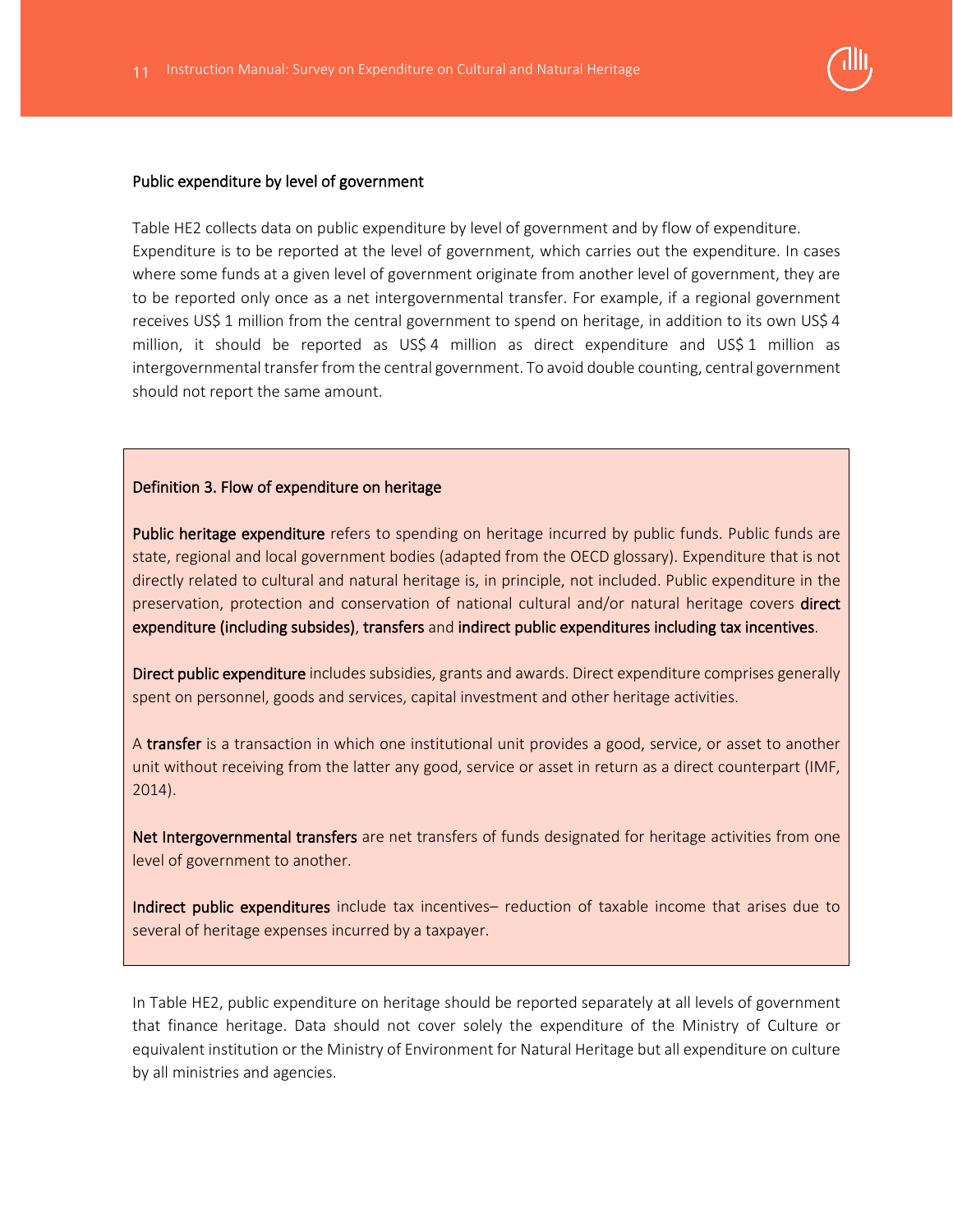## Public expenditure by level of government

Table HE2 collects data on public expenditure by level of government and by flow of expenditure. Expenditure is to be reported at the level of government, which carries out the expenditure. In cases where some funds at a given level of government originate from another level of government, they are to be reported only once as a net intergovernmental transfer. For example, if a regional government receives US$ 1 million from the central government to spend on heritage, in addition to its own US$ 4 million, it should be reported as US$ 4 million as direct expenditure and US$ 1 million as intergovernmental transfer from the central government. To avoid double counting, central government should not report the same amount.

> **Definition 3. Flow of expenditure on heritage**
>
> **Public heritage expenditure** refers to spending on heritage incurred by public funds. Public funds are state, regional and local government bodies (adapted from the OECD glossary). Expenditure that is not directly related to cultural and natural heritage is, in principle, not included. Public expenditure in the preservation, protection and conservation of national cultural and/or natural heritage covers **direct expenditure (including subsides)**, **transfers** and **indirect public expenditures including tax incentives**.
>
> **Direct public expenditure** includes subsidies, grants and awards. Direct expenditure comprises generally spent on personnel, goods and services, capital investment and other heritage activities.
>
> A **transfer** is a transaction in which one institutional unit provides a good, service, or asset to another unit without receiving from the latter any good, service or asset in return as a direct counterpart (IMF, 2014).
>
> **Net Intergovernmental transfers** are net transfers of funds designated for heritage activities from one level of government to another.
>
> **Indirect public expenditures** include tax incentives– reduction of taxable income that arises due to several of heritage expenses incurred by a taxpayer.

In Table HE2, public expenditure on heritage should be reported separately at all levels of government that finance heritage. Data should not cover solely the expenditure of the Ministry of Culture or equivalent institution or the Ministry of Environment for Natural Heritage but all expenditure on culture by all ministries and agencies.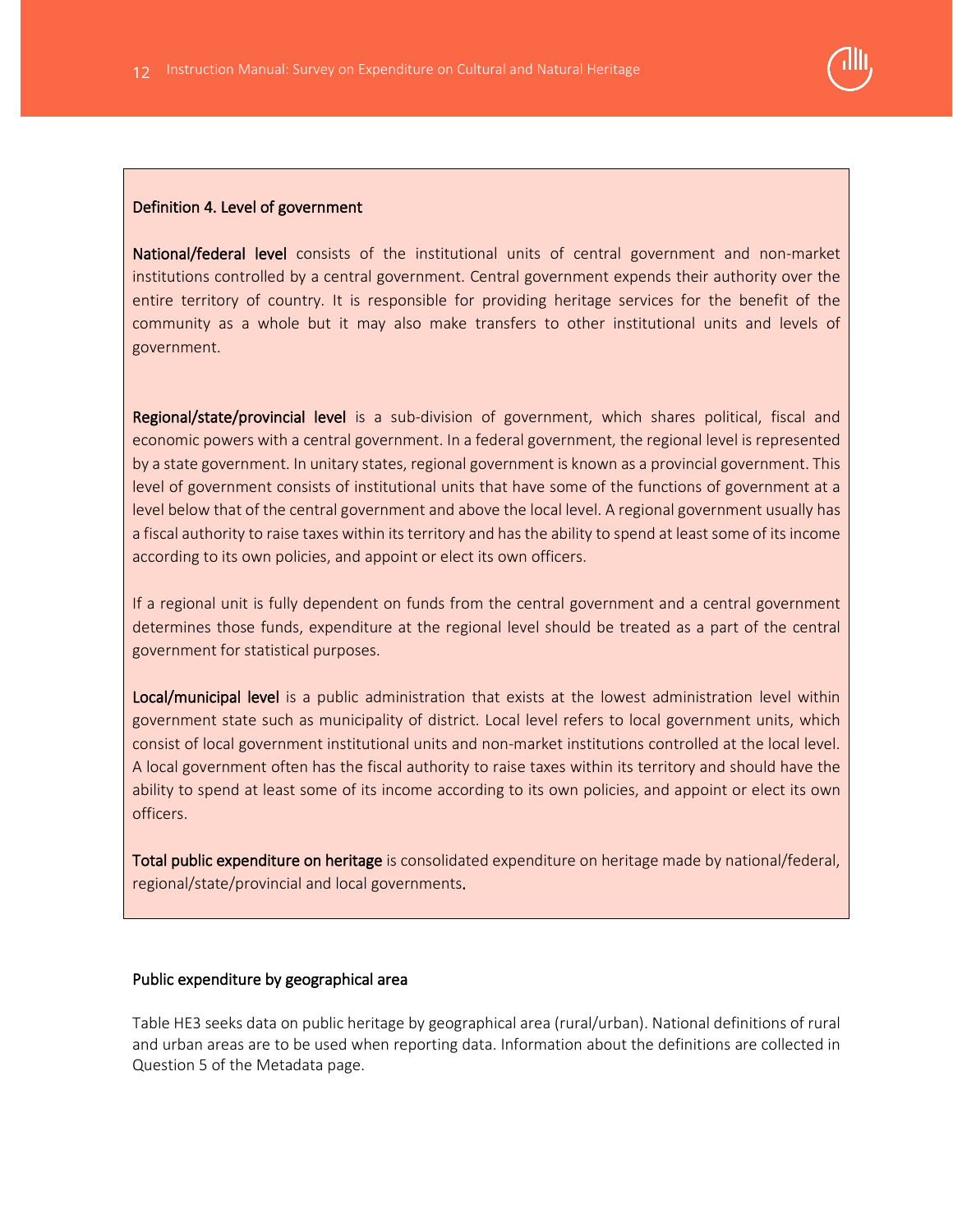**Definition 4. Level of government**

**National/federal level** consists of the institutional units of central government and non-market institutions controlled by a central government. Central government expends their authority over the entire territory of country. It is responsible for providing heritage services for the benefit of the community as a whole but it may also make transfers to other institutional units and levels of government.

**Regional/state/provincial level** is a sub-division of government, which shares political, fiscal and economic powers with a central government. In a federal government, the regional level is represented by a state government. In unitary states, regional government is known as a provincial government. This level of government consists of institutional units that have some of the functions of government at a level below that of the central government and above the local level. A regional government usually has a fiscal authority to raise taxes within its territory and has the ability to spend at least some of its income according to its own policies, and appoint or elect its own officers.

If a regional unit is fully dependent on funds from the central government and a central government determines those funds, expenditure at the regional level should be treated as a part of the central government for statistical purposes.

**Local/municipal level** is a public administration that exists at the lowest administration level within government state such as municipality of district. Local level refers to local government units, which consist of local government institutional units and non-market institutions controlled at the local level. A local government often has the fiscal authority to raise taxes within its territory and should have the ability to spend at least some of its income according to its own policies, and appoint or elect its own officers.

**Total public expenditure on heritage** is consolidated expenditure on heritage made by national/federal, regional/state/provincial and local governments.

### Public expenditure by geographical area

Table HE3 seeks data on public heritage by geographical area (rural/urban). National definitions of rural and urban areas are to be used when reporting data. Information about the definitions are collected in Question 5 of the Metadata page.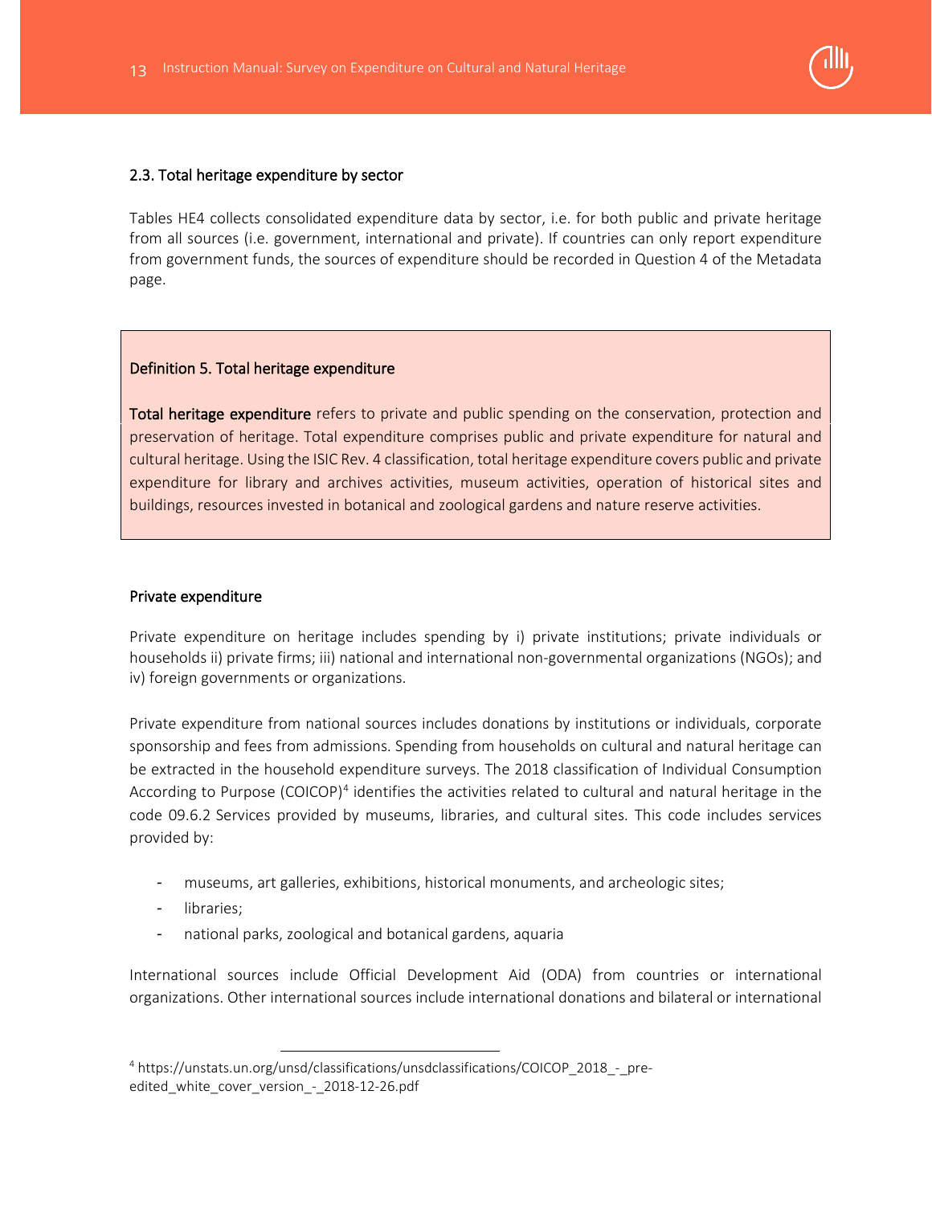## 2.3. Total heritage expenditure by sector

Tables HE4 collects consolidated expenditure data by sector, i.e. for both public and private heritage from all sources (i.e. government, international and private). If countries can only report expenditure from government funds, the sources of expenditure should be recorded in Question 4 of the Metadata page.

> **Definition 5. Total heritage expenditure**
>
> **Total heritage expenditure** refers to private and public spending on the conservation, protection and preservation of heritage. Total expenditure comprises public and private expenditure for natural and cultural heritage. Using the ISIC Rev. 4 classification, total heritage expenditure covers public and private expenditure for library and archives activities, museum activities, operation of historical sites and buildings, resources invested in botanical and zoological gardens and nature reserve activities.

### Private expenditure

Private expenditure on heritage includes spending by i) private institutions; private individuals or households ii) private firms; iii) national and international non-governmental organizations (NGOs); and iv) foreign governments or organizations.

Private expenditure from national sources includes donations by institutions or individuals, corporate sponsorship and fees from admissions. Spending from households on cultural and natural heritage can be extracted in the household expenditure surveys. The 2018 classification of Individual Consumption According to Purpose (COICOP)[4] identifies the activities related to cultural and natural heritage in the code 09.6.2 Services provided by museums, libraries, and cultural sites. This code includes services provided by:

- museums, art galleries, exhibitions, historical monuments, and archeologic sites;
- libraries;
- national parks, zoological and botanical gardens, aquaria

International sources include Official Development Aid (ODA) from countries or international organizations. Other international sources include international donations and bilateral or international

[4] https://unstats.un.org/unsd/classifications/unsdclassifications/COICOP_2018_-_pre-edited_white_cover_version_-_2018-12-26.pdf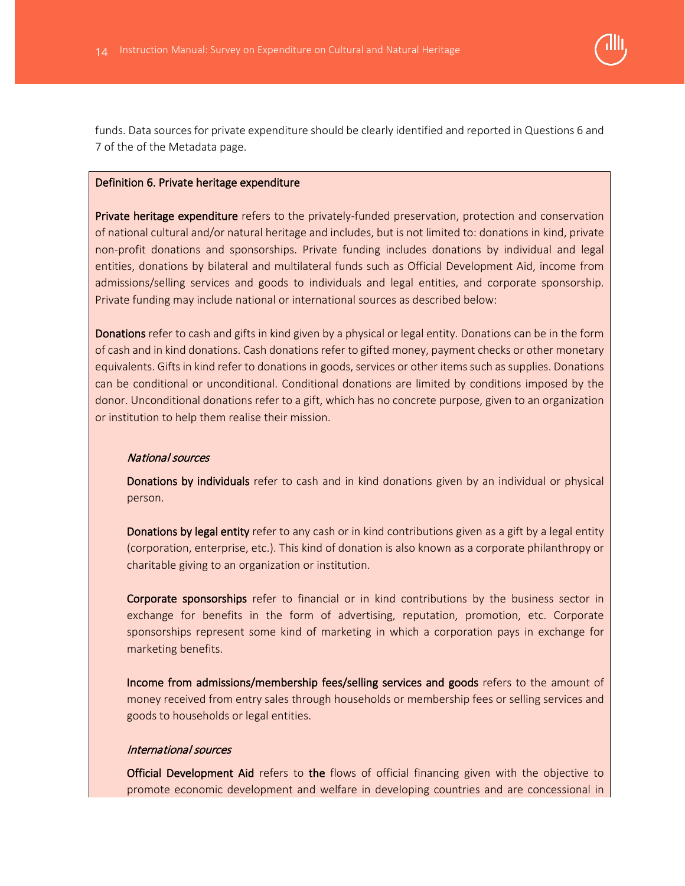funds. Data sources for private expenditure should be clearly identified and reported in Questions 6 and 7 of the of the Metadata page.

**Definition 6. Private heritage expenditure**

**Private heritage expenditure** refers to the privately-funded preservation, protection and conservation of national cultural and/or natural heritage and includes, but is not limited to: donations in kind, private non-profit donations and sponsorships. Private funding includes donations by individual and legal entities, donations by bilateral and multilateral funds such as Official Development Aid, income from admissions/selling services and goods to individuals and legal entities, and corporate sponsorship. Private funding may include national or international sources as described below:

**Donations** refer to cash and gifts in kind given by a physical or legal entity. Donations can be in the form of cash and in kind donations. Cash donations refer to gifted money, payment checks or other monetary equivalents. Gifts in kind refer to donations in goods, services or other items such as supplies. Donations can be conditional or unconditional. Conditional donations are limited by conditions imposed by the donor. Unconditional donations refer to a gift, which has no concrete purpose, given to an organization or institution to help them realise their mission.

*National sources*

**Donations by individuals** refer to cash and in kind donations given by an individual or physical person.

**Donations by legal entity** refer to any cash or in kind contributions given as a gift by a legal entity (corporation, enterprise, etc.). This kind of donation is also known as a corporate philanthropy or charitable giving to an organization or institution.

**Corporate sponsorships** refer to financial or in kind contributions by the business sector in exchange for benefits in the form of advertising, reputation, promotion, etc. Corporate sponsorships represent some kind of marketing in which a corporation pays in exchange for marketing benefits.

**Income from admissions/membership fees/selling services and goods** refers to the amount of money received from entry sales through households or membership fees or selling services and goods to households or legal entities.

*International sources*

**Official Development Aid** refers to **the** flows of official financing given with the objective to promote economic development and welfare in developing countries and are concessional in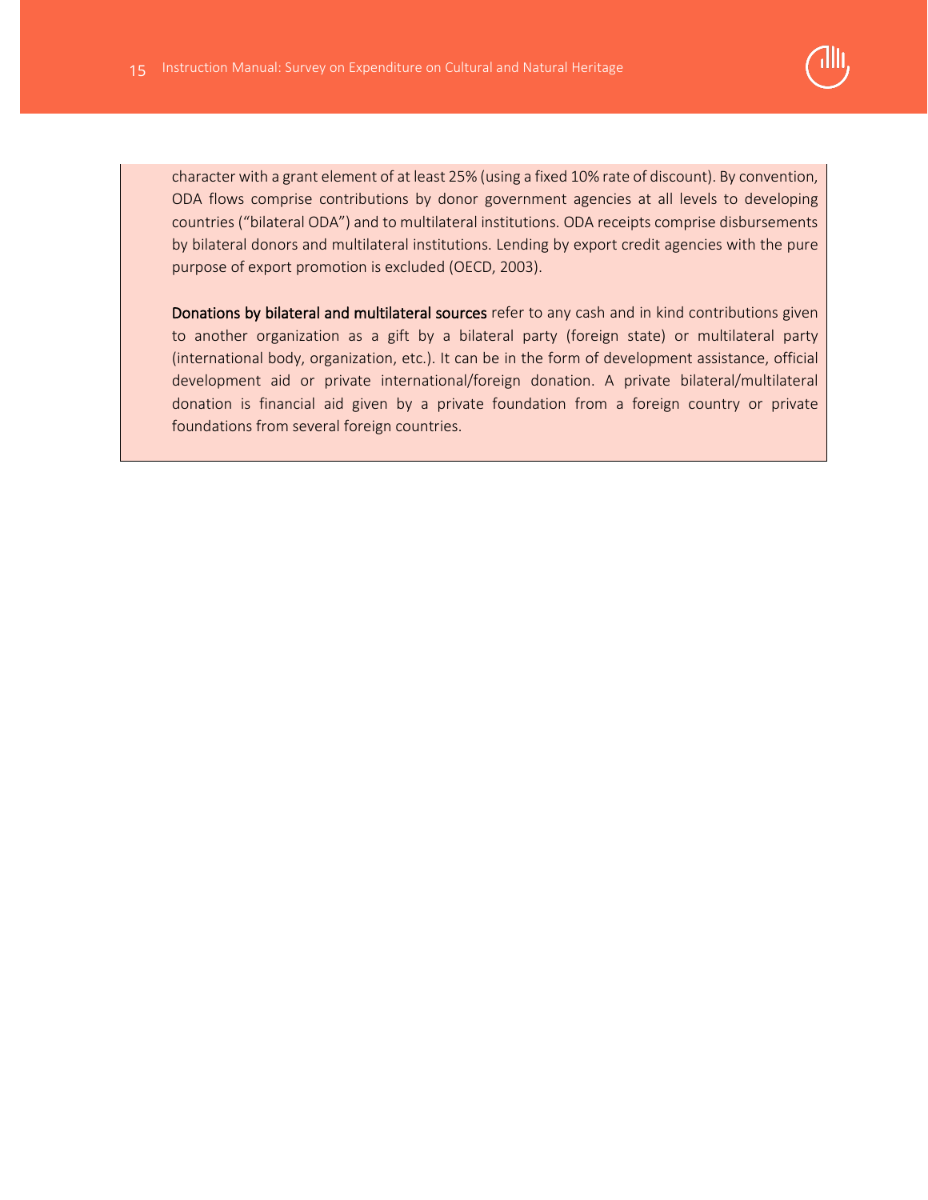character with a grant element of at least 25% (using a fixed 10% rate of discount). By convention, ODA flows comprise contributions by donor government agencies at all levels to developing countries ("bilateral ODA") and to multilateral institutions. ODA receipts comprise disbursements by bilateral donors and multilateral institutions. Lending by export credit agencies with the pure purpose of export promotion is excluded (OECD, 2003).

**Donations by bilateral and multilateral sources** refer to any cash and in kind contributions given to another organization as a gift by a bilateral party (foreign state) or multilateral party (international body, organization, etc.). It can be in the form of development assistance, official development aid or private international/foreign donation. A private bilateral/multilateral donation is financial aid given by a private foundation from a foreign country or private foundations from several foreign countries.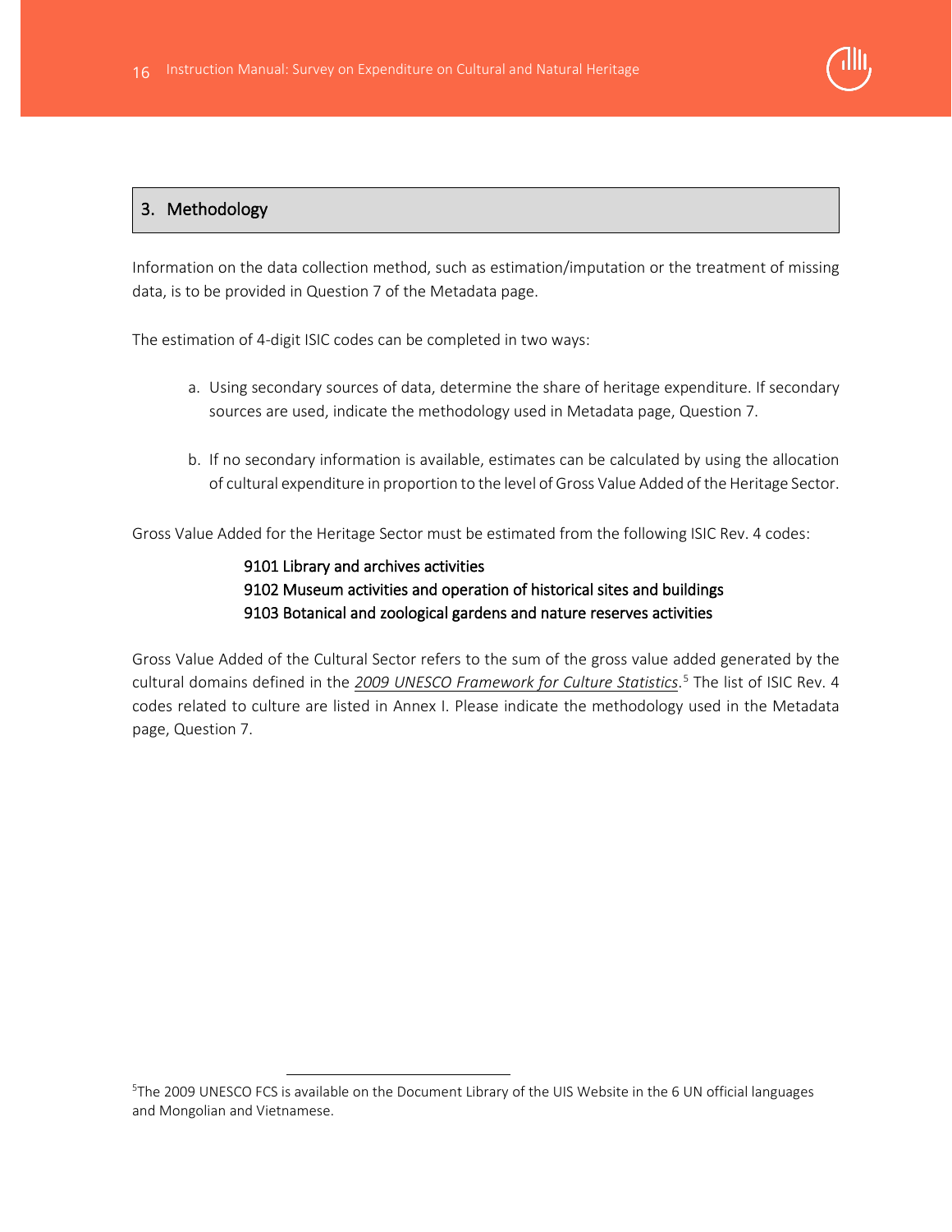## 3. Methodology

Information on the data collection method, such as estimation/imputation or the treatment of missing data, is to be provided in Question 7 of the Metadata page.

The estimation of 4-digit ISIC codes can be completed in two ways:

a. Using secondary sources of data, determine the share of heritage expenditure. If secondary sources are used, indicate the methodology used in Metadata page, Question 7.

b. If no secondary information is available, estimates can be calculated by using the allocation of cultural expenditure in proportion to the level of Gross Value Added of the Heritage Sector.

Gross Value Added for the Heritage Sector must be estimated from the following ISIC Rev. 4 codes:

9101 Library and archives activities
9102 Museum activities and operation of historical sites and buildings
9103 Botanical and zoological gardens and nature reserves activities

Gross Value Added of the Cultural Sector refers to the sum of the gross value added generated by the cultural domains defined in the *2009 UNESCO Framework for Culture Statistics*.[5] The list of ISIC Rev. 4 codes related to culture are listed in Annex I. Please indicate the methodology used in the Metadata page, Question 7.

[5] The 2009 UNESCO FCS is available on the Document Library of the UIS Website in the 6 UN official languages and Mongolian and Vietnamese.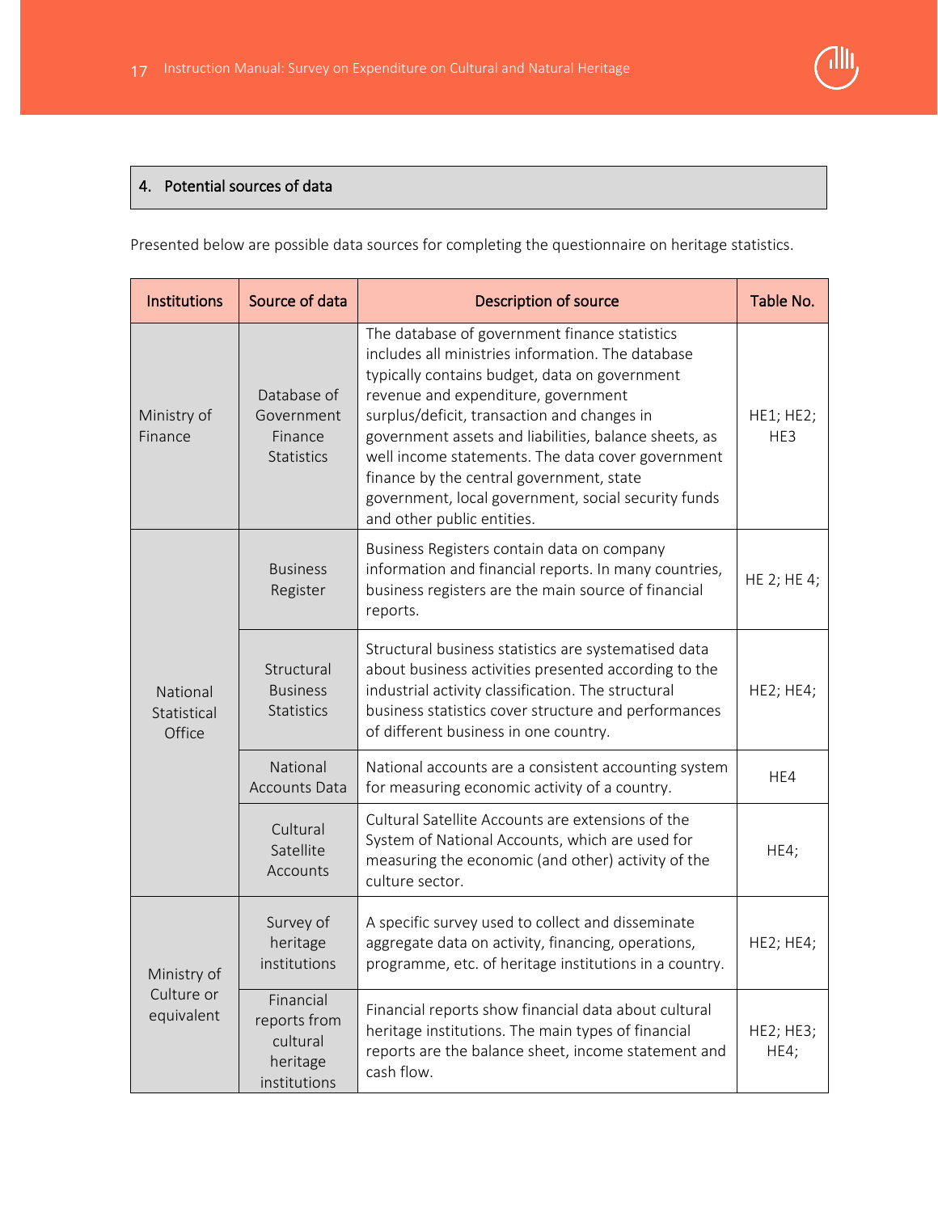## 4. Potential sources of data

Presented below are possible data sources for completing the questionnaire on heritage statistics.

| Institutions | Source of data | Description of source | Table No. |
|---|---|---|---|
| Ministry of Finance | Database of Government Finance Statistics | The database of government finance statistics includes all ministries information. The database typically contains budget, data on government revenue and expenditure, government surplus/deficit, transaction and changes in government assets and liabilities, balance sheets, as well income statements. The data cover government finance by the central government, state government, local government, social security funds and other public entities. | HE1; HE2; HE3 |
| National Statistical Office | Business Register | Business Registers contain data on company information and financial reports. In many countries, business registers are the main source of financial reports. | HE 2; HE 4; |
| | Structural Business Statistics | Structural business statistics are systematised data about business activities presented according to the industrial activity classification. The structural business statistics cover structure and performances of different business in one country. | HE2; HE4; |
| | National Accounts Data | National accounts are a consistent accounting system for measuring economic activity of a country. | HE4 |
| | Cultural Satellite Accounts | Cultural Satellite Accounts are extensions of the System of National Accounts, which are used for measuring the economic (and other) activity of the culture sector. | HE4; |
| Ministry of Culture or equivalent | Survey of heritage institutions | A specific survey used to collect and disseminate aggregate data on activity, financing, operations, programme, etc. of heritage institutions in a country. | HE2; HE4; |
| | Financial reports from cultural heritage institutions | Financial reports show financial data about cultural heritage institutions. The main types of financial reports are the balance sheet, income statement and cash flow. | HE2; HE3; HE4; |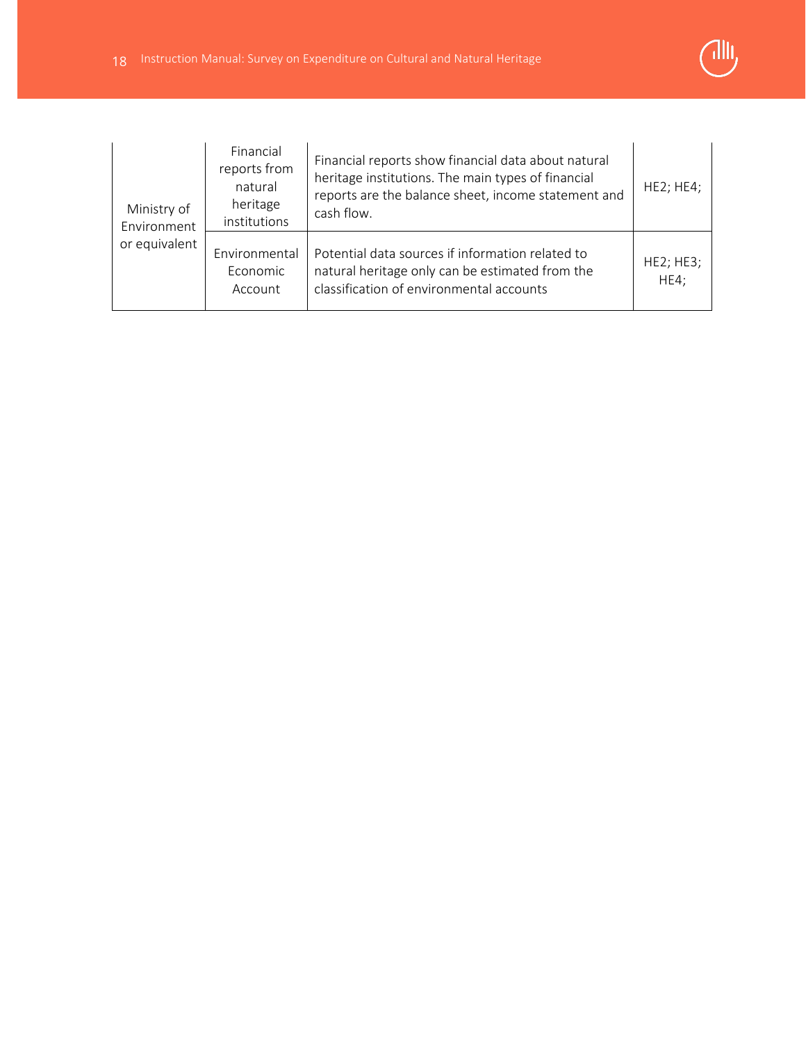| | | | |
|---|---|---|---|
| Ministry of Environment or equivalent | Financial reports from natural heritage institutions | Financial reports show financial data about natural heritage institutions. The main types of financial reports are the balance sheet, income statement and cash flow. | HE2; HE4; |
| | Environmental Economic Account | Potential data sources if information related to natural heritage only can be estimated from the classification of environmental accounts | HE2; HE3; HE4; |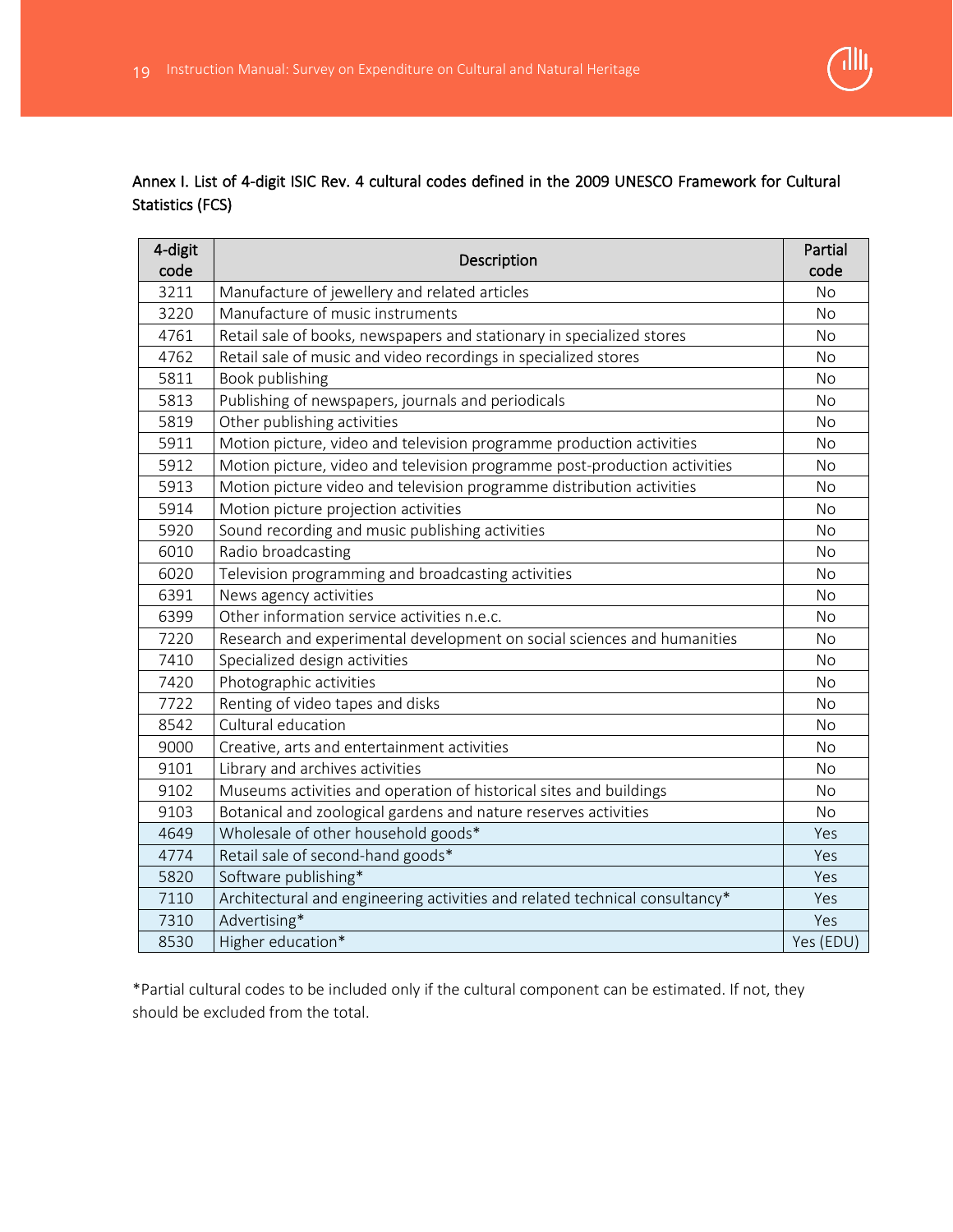Annex I. List of 4-digit ISIC Rev. 4 cultural codes defined in the 2009 UNESCO Framework for Cultural Statistics (FCS)

| 4-digit code | Description | Partial code |
|---|---|---|
| 3211 | Manufacture of jewellery and related articles | No |
| 3220 | Manufacture of music instruments | No |
| 4761 | Retail sale of books, newspapers and stationary in specialized stores | No |
| 4762 | Retail sale of music and video recordings in specialized stores | No |
| 5811 | Book publishing | No |
| 5813 | Publishing of newspapers, journals and periodicals | No |
| 5819 | Other publishing activities | No |
| 5911 | Motion picture, video and television programme production activities | No |
| 5912 | Motion picture, video and television programme post-production activities | No |
| 5913 | Motion picture video and television programme distribution activities | No |
| 5914 | Motion picture projection activities | No |
| 5920 | Sound recording and music publishing activities | No |
| 6010 | Radio broadcasting | No |
| 6020 | Television programming and broadcasting activities | No |
| 6391 | News agency activities | No |
| 6399 | Other information service activities n.e.c. | No |
| 7220 | Research and experimental development on social sciences and humanities | No |
| 7410 | Specialized design activities | No |
| 7420 | Photographic activities | No |
| 7722 | Renting of video tapes and disks | No |
| 8542 | Cultural education | No |
| 9000 | Creative, arts and entertainment activities | No |
| 9101 | Library and archives activities | No |
| 9102 | Museums activities and operation of historical sites and buildings | No |
| 9103 | Botanical and zoological gardens and nature reserves activities | No |
| 4649 | Wholesale of other household goods* | Yes |
| 4774 | Retail sale of second-hand goods* | Yes |
| 5820 | Software publishing* | Yes |
| 7110 | Architectural and engineering activities and related technical consultancy* | Yes |
| 7310 | Advertising* | Yes |
| 8530 | Higher education* | Yes (EDU) |

*Partial cultural codes to be included only if the cultural component can be estimated. If not, they should be excluded from the total.